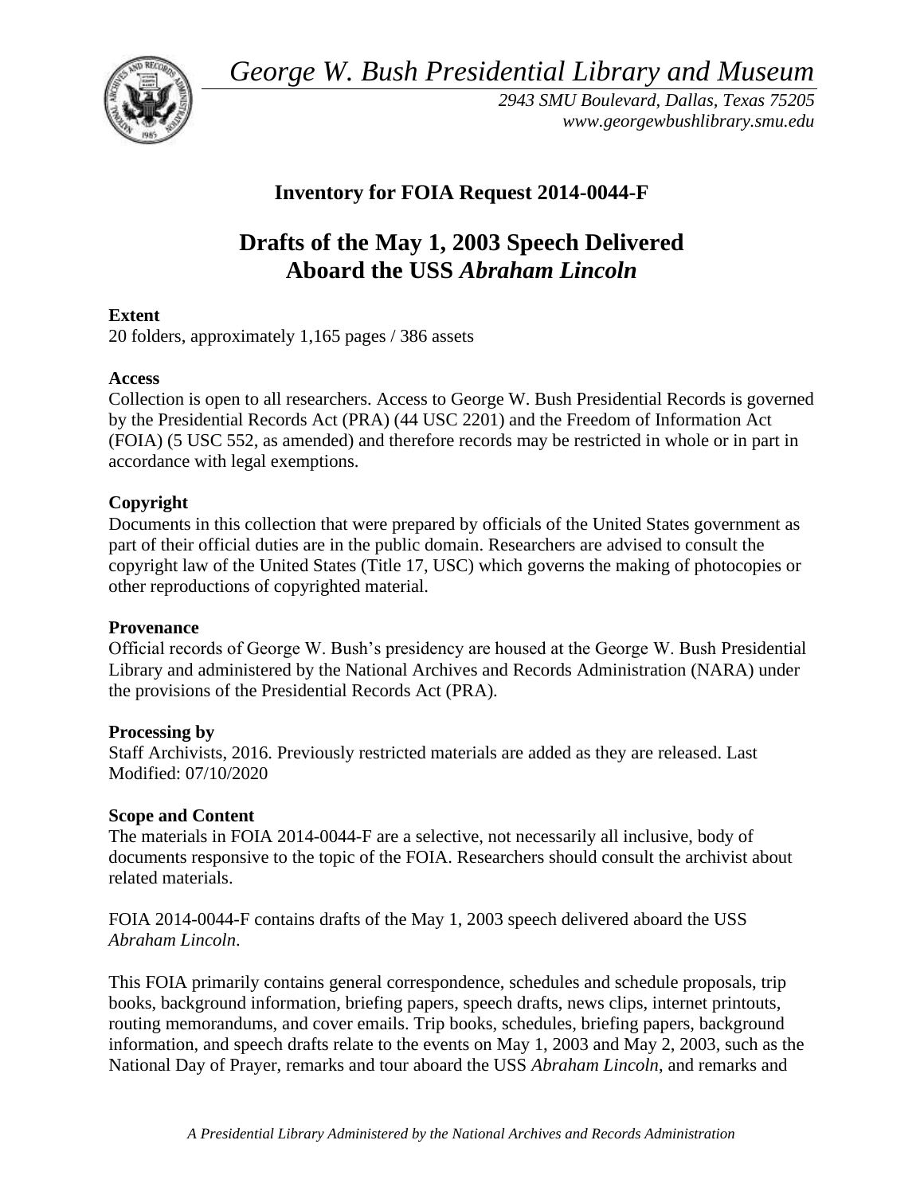*George W. Bush Presidential Library and Museum*

*2943 SMU Boulevard, Dallas, Texas 75205*
*www.georgewbushlibrary.smu.edu*

## Inventory for FOIA Request 2014-0044-F

# Drafts of the May 1, 2003 Speech Delivered Aboard the USS *Abraham Lincoln*

**Extent**
20 folders, approximately 1,165 pages / 386 assets

**Access**
Collection is open to all researchers. Access to George W. Bush Presidential Records is governed by the Presidential Records Act (PRA) (44 USC 2201) and the Freedom of Information Act (FOIA) (5 USC 552, as amended) and therefore records may be restricted in whole or in part in accordance with legal exemptions.

**Copyright**
Documents in this collection that were prepared by officials of the United States government as part of their official duties are in the public domain. Researchers are advised to consult the copyright law of the United States (Title 17, USC) which governs the making of photocopies or other reproductions of copyrighted material.

**Provenance**
Official records of George W. Bush's presidency are housed at the George W. Bush Presidential Library and administered by the National Archives and Records Administration (NARA) under the provisions of the Presidential Records Act (PRA).

**Processing by**
Staff Archivists, 2016. Previously restricted materials are added as they are released. Last Modified: 07/10/2020

**Scope and Content**
The materials in FOIA 2014-0044-F are a selective, not necessarily all inclusive, body of documents responsive to the topic of the FOIA. Researchers should consult the archivist about related materials.

FOIA 2014-0044-F contains drafts of the May 1, 2003 speech delivered aboard the USS *Abraham Lincoln.*

This FOIA primarily contains general correspondence, schedules and schedule proposals, trip books, background information, briefing papers, speech drafts, news clips, internet printouts, routing memorandums, and cover emails. Trip books, schedules, briefing papers, background information, and speech drafts relate to the events on May 1, 2003 and May 2, 2003, such as the National Day of Prayer, remarks and tour aboard the USS *Abraham Lincoln*, and remarks and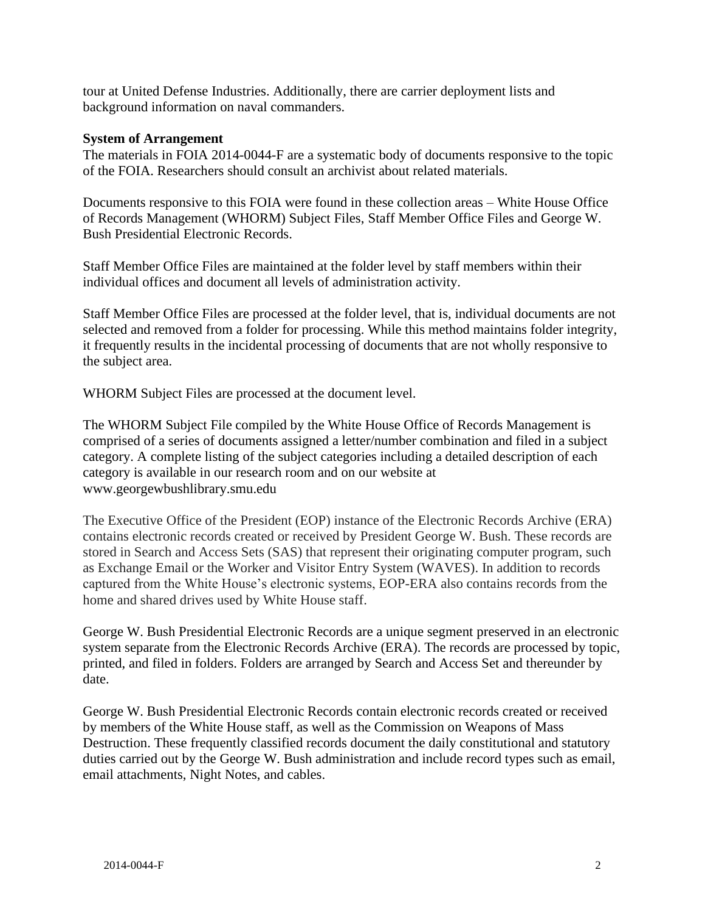tour at United Defense Industries. Additionally, there are carrier deployment lists and background information on naval commanders.

**System of Arrangement**

The materials in FOIA 2014-0044-F are a systematic body of documents responsive to the topic of the FOIA. Researchers should consult an archivist about related materials.

Documents responsive to this FOIA were found in these collection areas – White House Office of Records Management (WHORM) Subject Files, Staff Member Office Files and George W. Bush Presidential Electronic Records.

Staff Member Office Files are maintained at the folder level by staff members within their individual offices and document all levels of administration activity.

Staff Member Office Files are processed at the folder level, that is, individual documents are not selected and removed from a folder for processing. While this method maintains folder integrity, it frequently results in the incidental processing of documents that are not wholly responsive to the subject area.

WHORM Subject Files are processed at the document level.

The WHORM Subject File compiled by the White House Office of Records Management is comprised of a series of documents assigned a letter/number combination and filed in a subject category. A complete listing of the subject categories including a detailed description of each category is available in our research room and on our website at www.georgewbushlibrary.smu.edu

The Executive Office of the President (EOP) instance of the Electronic Records Archive (ERA) contains electronic records created or received by President George W. Bush. These records are stored in Search and Access Sets (SAS) that represent their originating computer program, such as Exchange Email or the Worker and Visitor Entry System (WAVES). In addition to records captured from the White House's electronic systems, EOP-ERA also contains records from the home and shared drives used by White House staff.

George W. Bush Presidential Electronic Records are a unique segment preserved in an electronic system separate from the Electronic Records Archive (ERA). The records are processed by topic, printed, and filed in folders. Folders are arranged by Search and Access Set and thereunder by date.

George W. Bush Presidential Electronic Records contain electronic records created or received by members of the White House staff, as well as the Commission on Weapons of Mass Destruction. These frequently classified records document the daily constitutional and statutory duties carried out by the George W. Bush administration and include record types such as email, email attachments, Night Notes, and cables.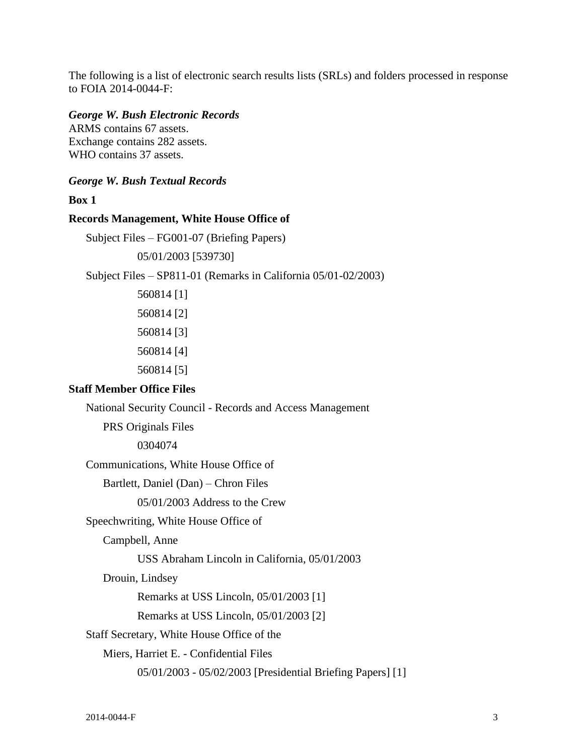The following is a list of electronic search results lists (SRLs) and folders processed in response to FOIA 2014-0044-F:

***George W. Bush Electronic Records***

ARMS contains 67 assets.
Exchange contains 282 assets.
WHO contains 37 assets.

***George W. Bush Textual Records***

**Box 1**

**Records Management, White House Office of**

- Subject Files – FG001-07 (Briefing Papers)
  - 05/01/2003 [539730]
- Subject Files – SP811-01 (Remarks in California 05/01-02/2003)
  - 560814 [1]
  - 560814 [2]
  - 560814 [3]
  - 560814 [4]
  - 560814 [5]

**Staff Member Office Files**

- National Security Council - Records and Access Management
  - PRS Originals Files
    - 0304074
- Communications, White House Office of
  - Bartlett, Daniel (Dan) – Chron Files
    - 05/01/2003 Address to the Crew
- Speechwriting, White House Office of
  - Campbell, Anne
    - USS Abraham Lincoln in California, 05/01/2003
  - Drouin, Lindsey
    - Remarks at USS Lincoln, 05/01/2003 [1]
    - Remarks at USS Lincoln, 05/01/2003 [2]
- Staff Secretary, White House Office of the
  - Miers, Harriet E. - Confidential Files
    - 05/01/2003 - 05/02/2003 [Presidential Briefing Papers] [1]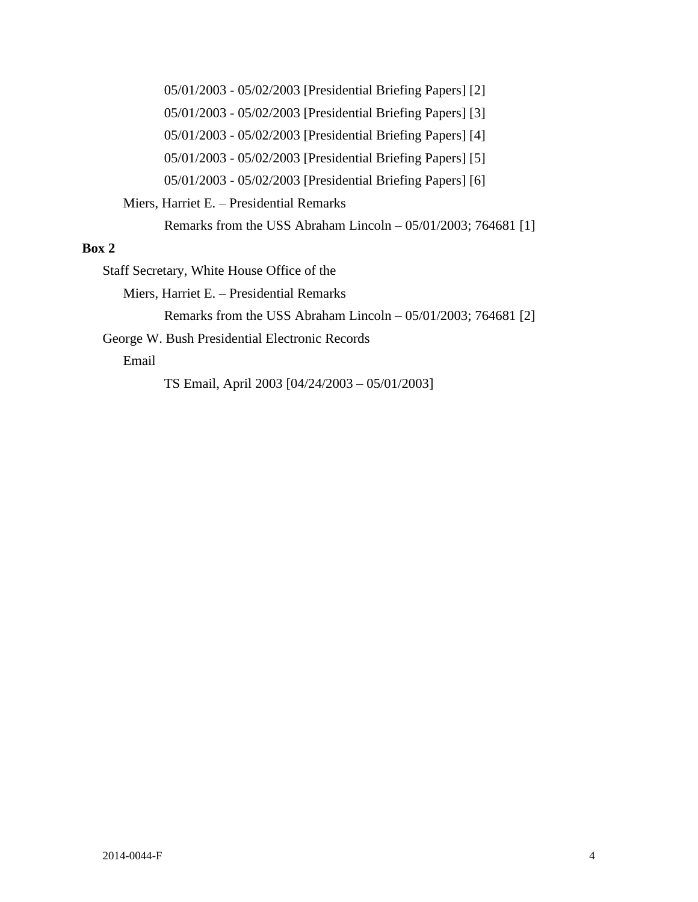05/01/2003 - 05/02/2003 [Presidential Briefing Papers] [2]

05/01/2003 - 05/02/2003 [Presidential Briefing Papers] [3]

05/01/2003 - 05/02/2003 [Presidential Briefing Papers] [4]

05/01/2003 - 05/02/2003 [Presidential Briefing Papers] [5]

05/01/2003 - 05/02/2003 [Presidential Briefing Papers] [6]

Miers, Harriet E. – Presidential Remarks

Remarks from the USS Abraham Lincoln – 05/01/2003; 764681 [1]

**Box 2**

Staff Secretary, White House Office of the

Miers, Harriet E. – Presidential Remarks

Remarks from the USS Abraham Lincoln – 05/01/2003; 764681 [2]

George W. Bush Presidential Electronic Records

Email

TS Email, April 2003 [04/24/2003 – 05/01/2003]